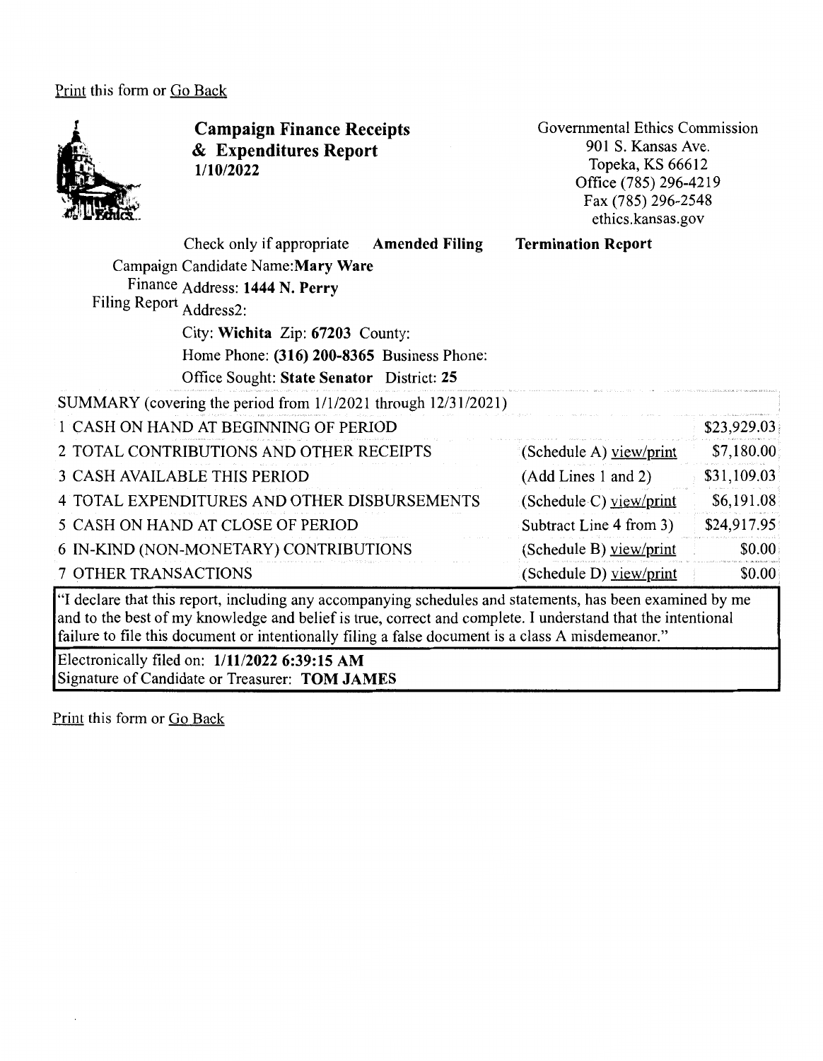Print this form or Go Back

# Campaign Finance Receipts & Expenditures Report

**1/10/2022**

Governmental Ethics Commission
901 S. Kansas Ave.
Topeka, KS 66612
Office (785) 296-4219
Fax (785) 296-2548
ethics.kansas.gov

Check only if appropriate **Amended Filing** **Termination Report**

Campaign Finance Filing Report

Candidate Name: **Mary Ware**
Address: **1444 N. Perry**
Address2:
City: **Wichita** Zip: **67203** County:
Home Phone: **(316) 200-8365** Business Phone:
Office Sought: **State Senator** District: **25**

| SUMMARY (covering the period from 1/1/2021 through 12/31/2021) | | |
|---|---|---|
| 1 CASH ON HAND AT BEGINNING OF PERIOD | | $23,929.03 |
| 2 TOTAL CONTRIBUTIONS AND OTHER RECEIPTS | (Schedule A) view/print | $7,180.00 |
| 3 CASH AVAILABLE THIS PERIOD | (Add Lines 1 and 2) | $31,109.03 |
| 4 TOTAL EXPENDITURES AND OTHER DISBURSEMENTS | (Schedule C) view/print | $6,191.08 |
| 5 CASH ON HAND AT CLOSE OF PERIOD | Subtract Line 4 from 3) | $24,917.95 |
| 6 IN-KIND (NON-MONETARY) CONTRIBUTIONS | (Schedule B) view/print | $0.00 |
| 7 OTHER TRANSACTIONS | (Schedule D) view/print | $0.00 |

"I declare that this report, including any accompanying schedules and statements, has been examined by me and to the best of my knowledge and belief is true, correct and complete. I understand that the intentional failure to file this document or intentionally filing a false document is a class A misdemeanor."

Electronically filed on: **1/11/2022 6:39:15 AM**
Signature of Candidate or Treasurer: **TOM JAMES**

Print this form or Go Back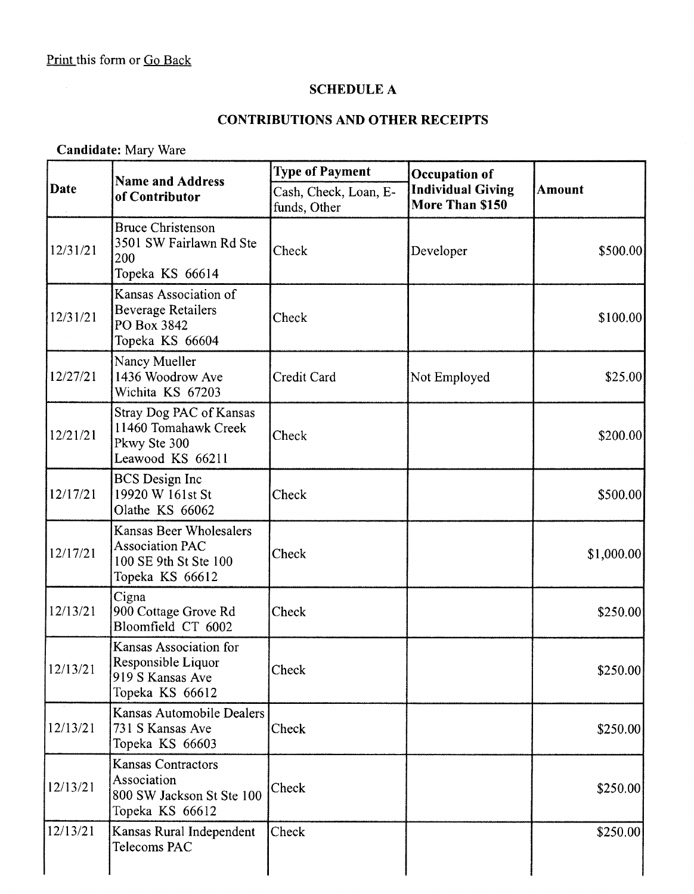Print this form or Go Back

## SCHEDULE A

## CONTRIBUTIONS AND OTHER RECEIPTS

**Candidate:** Mary Ware

| Date | Name and Address of Contributor | Type of Payment | Occupation of Individual Giving More Than $150 | Amount |
|---|---|---|---|---|
| | | Cash, Check, Loan, E-funds, Other | | |
| 12/31/21 | Bruce Christenson<br>3501 SW Fairlawn Rd Ste 200<br>Topeka KS 66614 | Check | Developer | $500.00 |
| 12/31/21 | Kansas Association of Beverage Retailers<br>PO Box 3842<br>Topeka KS 66604 | Check | | $100.00 |
| 12/27/21 | Nancy Mueller<br>1436 Woodrow Ave<br>Wichita KS 67203 | Credit Card | Not Employed | $25.00 |
| 12/21/21 | Stray Dog PAC of Kansas<br>11460 Tomahawk Creek Pkwy Ste 300<br>Leawood KS 66211 | Check | | $200.00 |
| 12/17/21 | BCS Design Inc<br>19920 W 161st St<br>Olathe KS 66062 | Check | | $500.00 |
| 12/17/21 | Kansas Beer Wholesalers Association PAC<br>100 SE 9th St Ste 100<br>Topeka KS 66612 | Check | | $1,000.00 |
| 12/13/21 | Cigna<br>900 Cottage Grove Rd<br>Bloomfield CT 6002 | Check | | $250.00 |
| 12/13/21 | Kansas Association for Responsible Liquor<br>919 S Kansas Ave<br>Topeka KS 66612 | Check | | $250.00 |
| 12/13/21 | Kansas Automobile Dealers<br>731 S Kansas Ave<br>Topeka KS 66603 | Check | | $250.00 |
| 12/13/21 | Kansas Contractors Association<br>800 SW Jackson St Ste 100<br>Topeka KS 66612 | Check | | $250.00 |
| 12/13/21 | Kansas Rural Independent Telecoms PAC | Check | | $250.00 |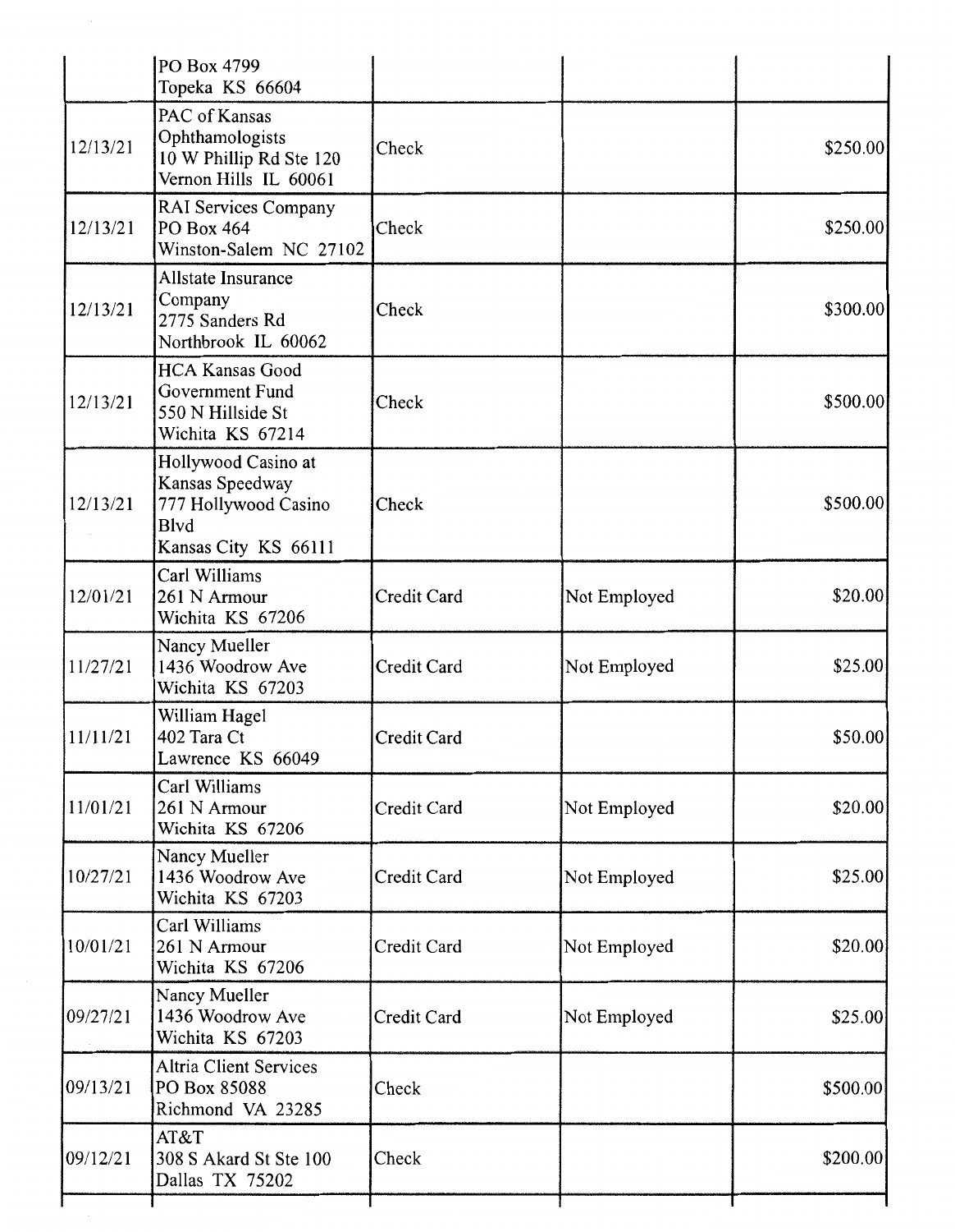| | | | | |
|---|---|---|---|---|
| | PO Box 4799 Topeka KS 66604 | | | |
| 12/13/21 | PAC of Kansas Ophthamologists 10 W Phillip Rd Ste 120 Vernon Hills IL 60061 | Check | | $250.00 |
| 12/13/21 | RAI Services Company PO Box 464 Winston-Salem NC 27102 | Check | | $250.00 |
| 12/13/21 | Allstate Insurance Company 2775 Sanders Rd Northbrook IL 60062 | Check | | $300.00 |
| 12/13/21 | HCA Kansas Good Government Fund 550 N Hillside St Wichita KS 67214 | Check | | $500.00 |
| 12/13/21 | Hollywood Casino at Kansas Speedway 777 Hollywood Casino Blvd Kansas City KS 66111 | Check | | $500.00 |
| 12/01/21 | Carl Williams 261 N Armour Wichita KS 67206 | Credit Card | Not Employed | $20.00 |
| 11/27/21 | Nancy Mueller 1436 Woodrow Ave Wichita KS 67203 | Credit Card | Not Employed | $25.00 |
| 11/11/21 | William Hagel 402 Tara Ct Lawrence KS 66049 | Credit Card | | $50.00 |
| 11/01/21 | Carl Williams 261 N Armour Wichita KS 67206 | Credit Card | Not Employed | $20.00 |
| 10/27/21 | Nancy Mueller 1436 Woodrow Ave Wichita KS 67203 | Credit Card | Not Employed | $25.00 |
| 10/01/21 | Carl Williams 261 N Armour Wichita KS 67206 | Credit Card | Not Employed | $20.00 |
| 09/27/21 | Nancy Mueller 1436 Woodrow Ave Wichita KS 67203 | Credit Card | Not Employed | $25.00 |
| 09/13/21 | Altria Client Services PO Box 85088 Richmond VA 23285 | Check | | $500.00 |
| 09/12/21 | AT&T 308 S Akard St Ste 100 Dallas TX 75202 | Check | | $200.00 |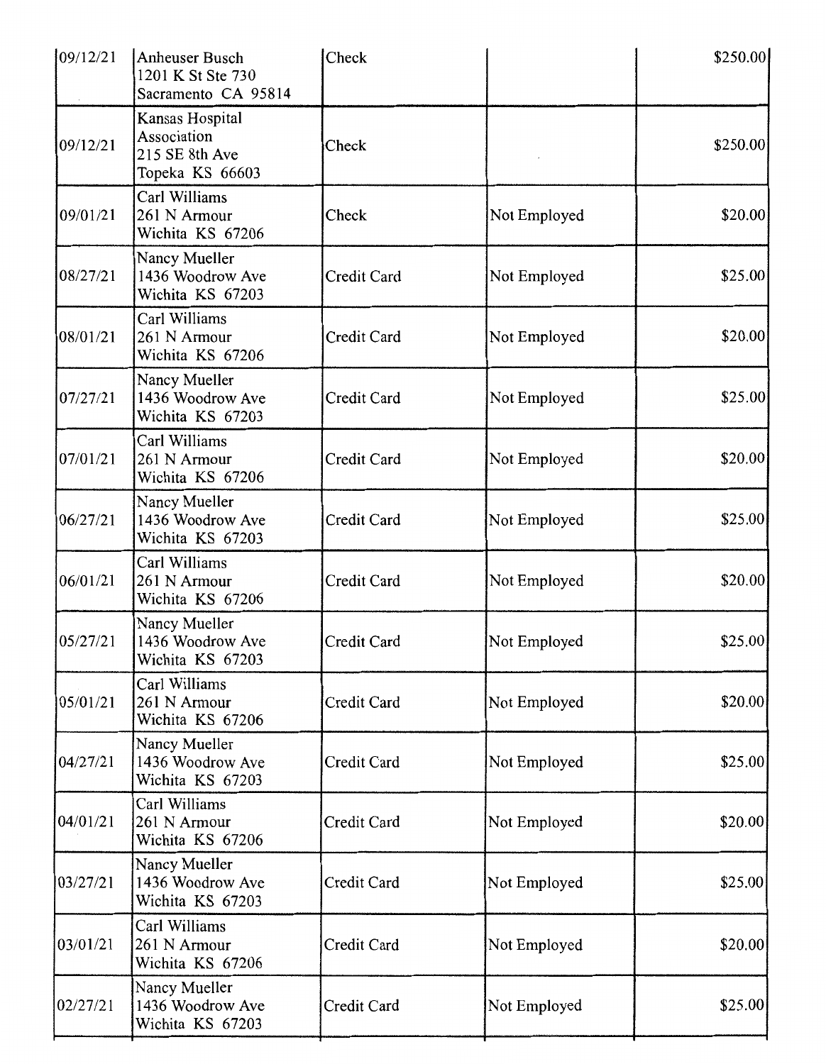| | | | | |
|---|---|---|---|---|
| 09/12/21 | Anheuser Busch<br>1201 K St Ste 730<br>Sacramento CA 95814 | Check | | $250.00 |
| 09/12/21 | Kansas Hospital Association<br>215 SE 8th Ave<br>Topeka KS 66603 | Check | | $250.00 |
| 09/01/21 | Carl Williams<br>261 N Armour<br>Wichita KS 67206 | Check | Not Employed | $20.00 |
| 08/27/21 | Nancy Mueller<br>1436 Woodrow Ave<br>Wichita KS 67203 | Credit Card | Not Employed | $25.00 |
| 08/01/21 | Carl Williams<br>261 N Armour<br>Wichita KS 67206 | Credit Card | Not Employed | $20.00 |
| 07/27/21 | Nancy Mueller<br>1436 Woodrow Ave<br>Wichita KS 67203 | Credit Card | Not Employed | $25.00 |
| 07/01/21 | Carl Williams<br>261 N Armour<br>Wichita KS 67206 | Credit Card | Not Employed | $20.00 |
| 06/27/21 | Nancy Mueller<br>1436 Woodrow Ave<br>Wichita KS 67203 | Credit Card | Not Employed | $25.00 |
| 06/01/21 | Carl Williams<br>261 N Armour<br>Wichita KS 67206 | Credit Card | Not Employed | $20.00 |
| 05/27/21 | Nancy Mueller<br>1436 Woodrow Ave<br>Wichita KS 67203 | Credit Card | Not Employed | $25.00 |
| 05/01/21 | Carl Williams<br>261 N Armour<br>Wichita KS 67206 | Credit Card | Not Employed | $20.00 |
| 04/27/21 | Nancy Mueller<br>1436 Woodrow Ave<br>Wichita KS 67203 | Credit Card | Not Employed | $25.00 |
| 04/01/21 | Carl Williams<br>261 N Armour<br>Wichita KS 67206 | Credit Card | Not Employed | $20.00 |
| 03/27/21 | Nancy Mueller<br>1436 Woodrow Ave<br>Wichita KS 67203 | Credit Card | Not Employed | $25.00 |
| 03/01/21 | Carl Williams<br>261 N Armour<br>Wichita KS 67206 | Credit Card | Not Employed | $20.00 |
| 02/27/21 | Nancy Mueller<br>1436 Woodrow Ave<br>Wichita KS 67203 | Credit Card | Not Employed | $25.00 |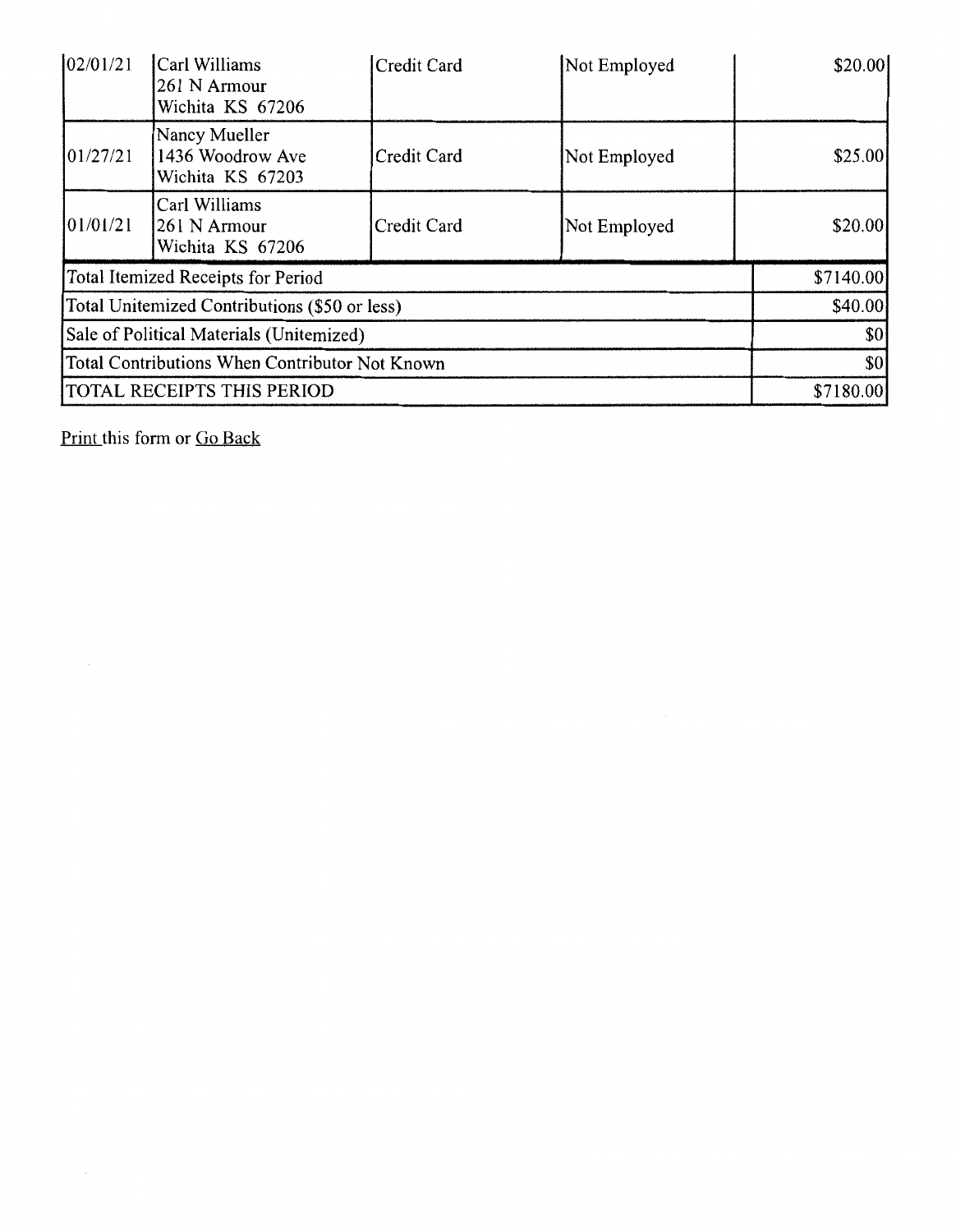| | | | | |
|---|---|---|---|---|
| 02/01/21 | Carl Williams<br>261 N Armour<br>Wichita KS 67206 | Credit Card | Not Employed | $20.00 |
| 01/27/21 | Nancy Mueller<br>1436 Woodrow Ave<br>Wichita KS 67203 | Credit Card | Not Employed | $25.00 |
| 01/01/21 | Carl Williams<br>261 N Armour<br>Wichita KS 67206 | Credit Card | Not Employed | $20.00 |
| Total Itemized Receipts for Period | | | | $7140.00 |
| Total Unitemized Contributions ($50 or less) | | | | $40.00 |
| Sale of Political Materials (Unitemized) | | | | $0 |
| Total Contributions When Contributor Not Known | | | | $0 |
| TOTAL RECEIPTS THIS PERIOD | | | | $7180.00 |

Print this form or Go Back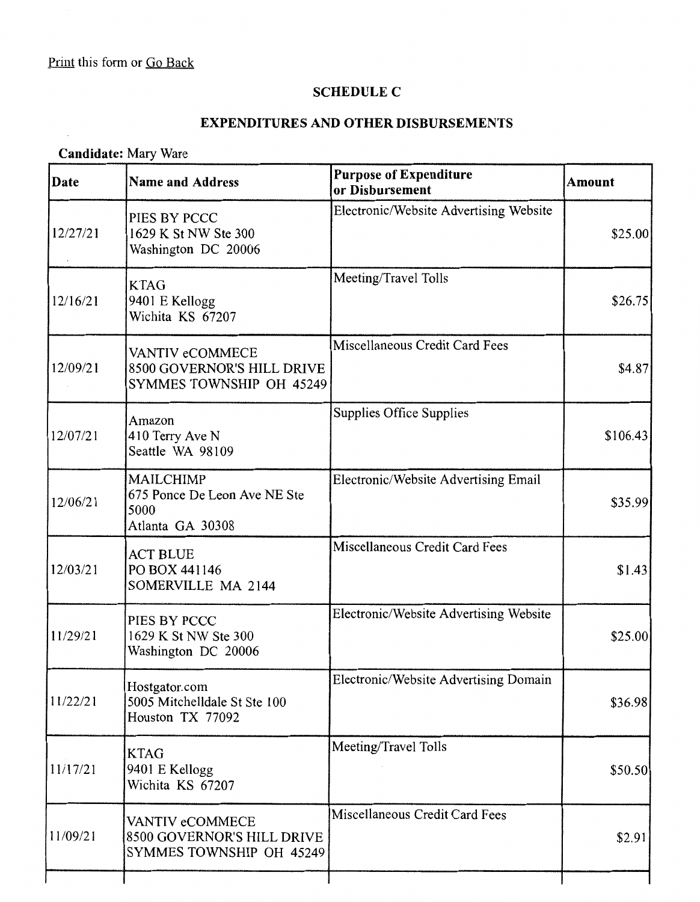Print this form or Go Back

## SCHEDULE C

## EXPENDITURES AND OTHER DISBURSEMENTS

**Candidate:** Mary Ware

| Date | Name and Address | Purpose of Expenditure or Disbursement | Amount |
|---|---|---|---|
| 12/27/21 | PIES BY PCCC<br>1629 K St NW Ste 300<br>Washington DC 20006 | Electronic/Website Advertising Website | $25.00 |
| 12/16/21 | KTAG<br>9401 E Kellogg<br>Wichita KS 67207 | Meeting/Travel Tolls | $26.75 |
| 12/09/21 | VANTIV eCOMMECE<br>8500 GOVERNOR'S HILL DRIVE<br>SYMMES TOWNSHIP OH 45249 | Miscellaneous Credit Card Fees | $4.87 |
| 12/07/21 | Amazon<br>410 Terry Ave N<br>Seattle WA 98109 | Supplies Office Supplies | $106.43 |
| 12/06/21 | MAILCHIMP<br>675 Ponce De Leon Ave NE Ste 5000<br>Atlanta GA 30308 | Electronic/Website Advertising Email | $35.99 |
| 12/03/21 | ACT BLUE<br>PO BOX 441146<br>SOMERVILLE MA 2144 | Miscellaneous Credit Card Fees | $1.43 |
| 11/29/21 | PIES BY PCCC<br>1629 K St NW Ste 300<br>Washington DC 20006 | Electronic/Website Advertising Website | $25.00 |
| 11/22/21 | Hostgator.com<br>5005 Mitchelldale St Ste 100<br>Houston TX 77092 | Electronic/Website Advertising Domain | $36.98 |
| 11/17/21 | KTAG<br>9401 E Kellogg<br>Wichita KS 67207 | Meeting/Travel Tolls | $50.50 |
| 11/09/21 | VANTIV eCOMMECE<br>8500 GOVERNOR'S HILL DRIVE<br>SYMMES TOWNSHIP OH 45249 | Miscellaneous Credit Card Fees | $2.91 |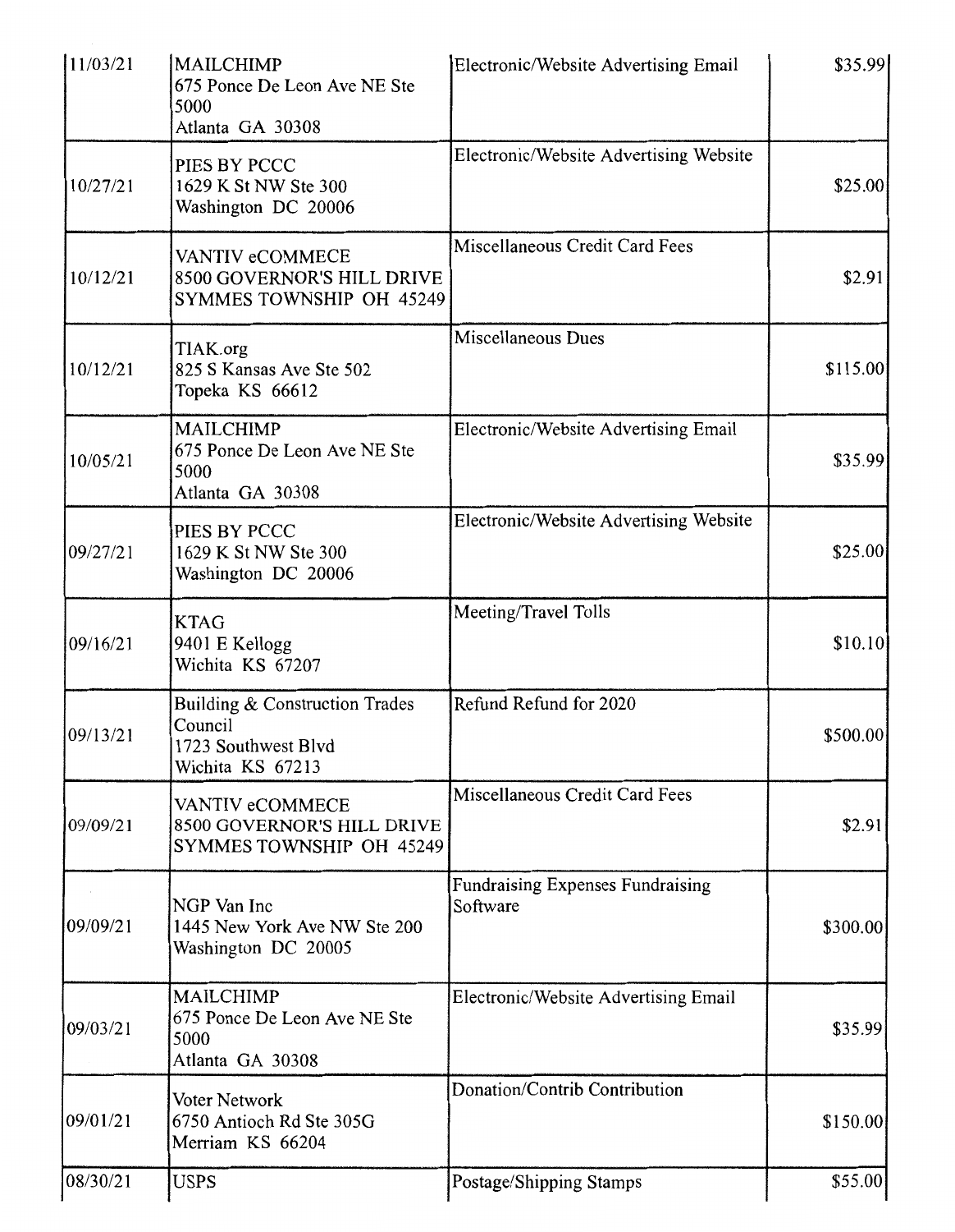| | | | |
|---|---|---|---|
| 11/03/21 | MAILCHIMP<br>675 Ponce De Leon Ave NE Ste 5000<br>Atlanta GA 30308 | Electronic/Website Advertising Email | $35.99 |
| 10/27/21 | PIES BY PCCC<br>1629 K St NW Ste 300<br>Washington DC 20006 | Electronic/Website Advertising Website | $25.00 |
| 10/12/21 | VANTIV eCOMMECE<br>8500 GOVERNOR'S HILL DRIVE<br>SYMMES TOWNSHIP OH 45249 | Miscellaneous Credit Card Fees | $2.91 |
| 10/12/21 | TIAK.org<br>825 S Kansas Ave Ste 502<br>Topeka KS 66612 | Miscellaneous Dues | $115.00 |
| 10/05/21 | MAILCHIMP<br>675 Ponce De Leon Ave NE Ste 5000<br>Atlanta GA 30308 | Electronic/Website Advertising Email | $35.99 |
| 09/27/21 | PIES BY PCCC<br>1629 K St NW Ste 300<br>Washington DC 20006 | Electronic/Website Advertising Website | $25.00 |
| 09/16/21 | KTAG<br>9401 E Kellogg<br>Wichita KS 67207 | Meeting/Travel Tolls | $10.10 |
| 09/13/21 | Building & Construction Trades Council<br>1723 Southwest Blvd<br>Wichita KS 67213 | Refund Refund for 2020 | $500.00 |
| 09/09/21 | VANTIV eCOMMECE<br>8500 GOVERNOR'S HILL DRIVE<br>SYMMES TOWNSHIP OH 45249 | Miscellaneous Credit Card Fees | $2.91 |
| 09/09/21 | NGP Van Inc<br>1445 New York Ave NW Ste 200<br>Washington DC 20005 | Fundraising Expenses Fundraising Software | $300.00 |
| 09/03/21 | MAILCHIMP<br>675 Ponce De Leon Ave NE Ste 5000<br>Atlanta GA 30308 | Electronic/Website Advertising Email | $35.99 |
| 09/01/21 | Voter Network<br>6750 Antioch Rd Ste 305G<br>Merriam KS 66204 | Donation/Contrib Contribution | $150.00 |
| 08/30/21 | USPS | Postage/Shipping Stamps | $55.00 |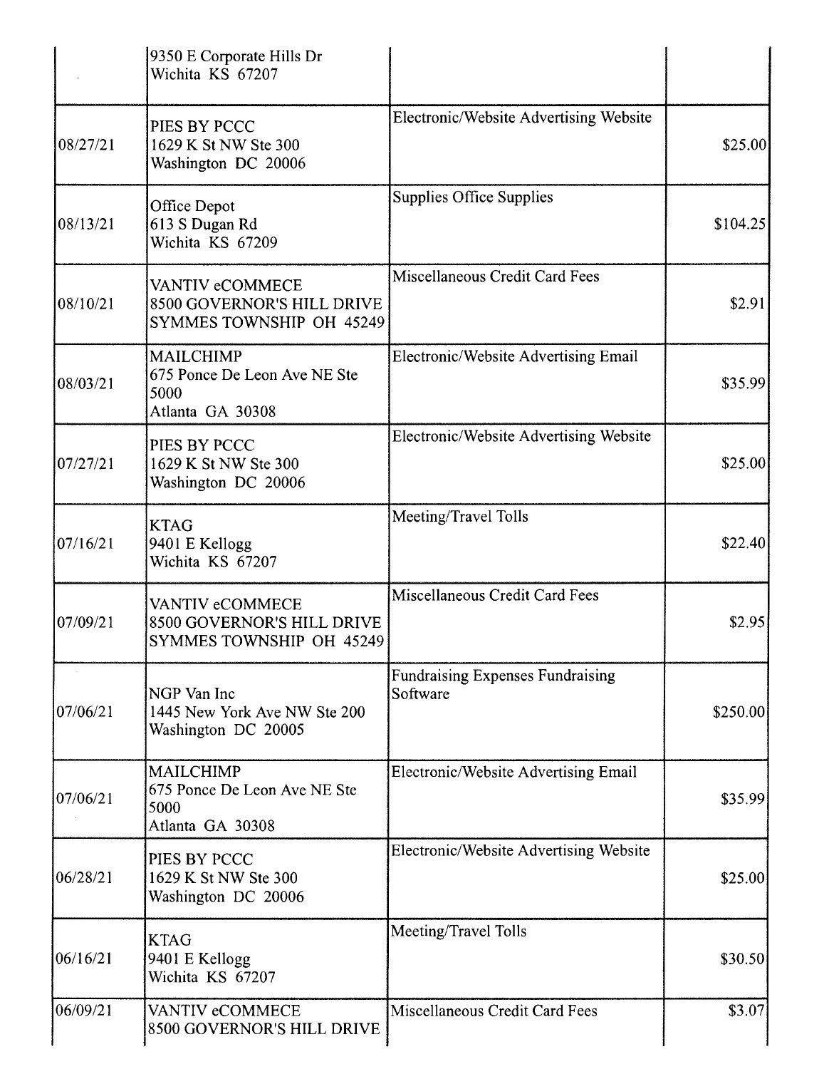| | | | |
|---|---|---|---|
| | 9350 E Corporate Hills Dr<br>Wichita KS 67207 | | |
| 08/27/21 | PIES BY PCCC<br>1629 K St NW Ste 300<br>Washington DC 20006 | Electronic/Website Advertising Website | $25.00 |
| 08/13/21 | Office Depot<br>613 S Dugan Rd<br>Wichita KS 67209 | Supplies Office Supplies | $104.25 |
| 08/10/21 | VANTIV eCOMMECE<br>8500 GOVERNOR'S HILL DRIVE<br>SYMMES TOWNSHIP OH 45249 | Miscellaneous Credit Card Fees | $2.91 |
| 08/03/21 | MAILCHIMP<br>675 Ponce De Leon Ave NE Ste 5000<br>Atlanta GA 30308 | Electronic/Website Advertising Email | $35.99 |
| 07/27/21 | PIES BY PCCC<br>1629 K St NW Ste 300<br>Washington DC 20006 | Electronic/Website Advertising Website | $25.00 |
| 07/16/21 | KTAG<br>9401 E Kellogg<br>Wichita KS 67207 | Meeting/Travel Tolls | $22.40 |
| 07/09/21 | VANTIV eCOMMECE<br>8500 GOVERNOR'S HILL DRIVE<br>SYMMES TOWNSHIP OH 45249 | Miscellaneous Credit Card Fees | $2.95 |
| 07/06/21 | NGP Van Inc<br>1445 New York Ave NW Ste 200<br>Washington DC 20005 | Fundraising Expenses Fundraising Software | $250.00 |
| 07/06/21 | MAILCHIMP<br>675 Ponce De Leon Ave NE Ste 5000<br>Atlanta GA 30308 | Electronic/Website Advertising Email | $35.99 |
| 06/28/21 | PIES BY PCCC<br>1629 K St NW Ste 300<br>Washington DC 20006 | Electronic/Website Advertising Website | $25.00 |
| 06/16/21 | KTAG<br>9401 E Kellogg<br>Wichita KS 67207 | Meeting/Travel Tolls | $30.50 |
| 06/09/21 | VANTIV eCOMMECE<br>8500 GOVERNOR'S HILL DRIVE | Miscellaneous Credit Card Fees | $3.07 |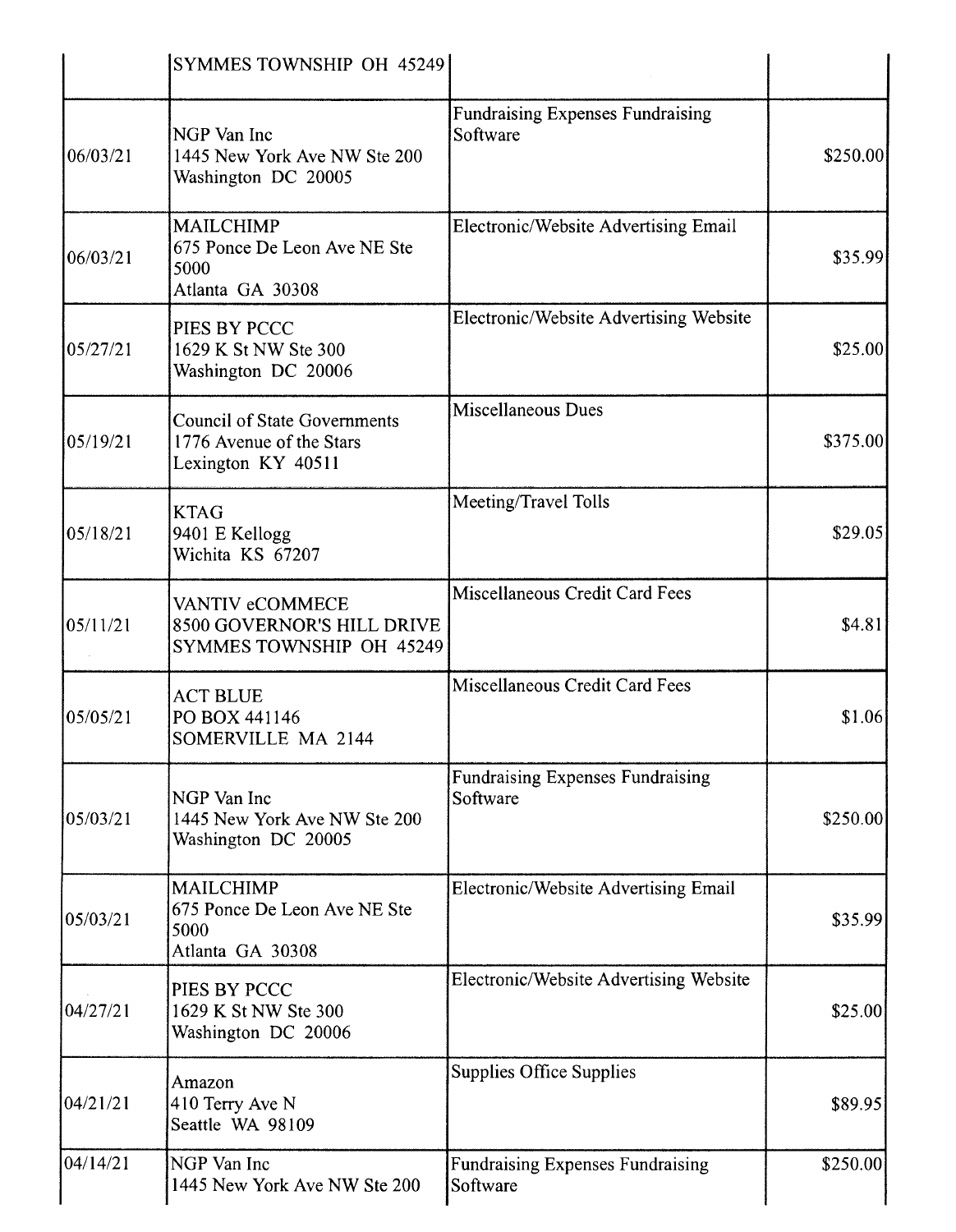| | | | |
|---|---|---|---|
| | SYMMES TOWNSHIP OH 45249 | | |
| 06/03/21 | NGP Van Inc<br>1445 New York Ave NW Ste 200<br>Washington DC 20005 | Fundraising Expenses Fundraising Software | $250.00 |
| 06/03/21 | MAILCHIMP<br>675 Ponce De Leon Ave NE Ste 5000<br>Atlanta GA 30308 | Electronic/Website Advertising Email | $35.99 |
| 05/27/21 | PIES BY PCCC<br>1629 K St NW Ste 300<br>Washington DC 20006 | Electronic/Website Advertising Website | $25.00 |
| 05/19/21 | Council of State Governments<br>1776 Avenue of the Stars<br>Lexington KY 40511 | Miscellaneous Dues | $375.00 |
| 05/18/21 | KTAG<br>9401 E Kellogg<br>Wichita KS 67207 | Meeting/Travel Tolls | $29.05 |
| 05/11/21 | VANTIV eCOMMECE<br>8500 GOVERNOR'S HILL DRIVE<br>SYMMES TOWNSHIP OH 45249 | Miscellaneous Credit Card Fees | $4.81 |
| 05/05/21 | ACT BLUE<br>PO BOX 441146<br>SOMERVILLE MA 2144 | Miscellaneous Credit Card Fees | $1.06 |
| 05/03/21 | NGP Van Inc<br>1445 New York Ave NW Ste 200<br>Washington DC 20005 | Fundraising Expenses Fundraising Software | $250.00 |
| 05/03/21 | MAILCHIMP<br>675 Ponce De Leon Ave NE Ste 5000<br>Atlanta GA 30308 | Electronic/Website Advertising Email | $35.99 |
| 04/27/21 | PIES BY PCCC<br>1629 K St NW Ste 300<br>Washington DC 20006 | Electronic/Website Advertising Website | $25.00 |
| 04/21/21 | Amazon<br>410 Terry Ave N<br>Seattle WA 98109 | Supplies Office Supplies | $89.95 |
| 04/14/21 | NGP Van Inc<br>1445 New York Ave NW Ste 200 | Fundraising Expenses Fundraising Software | $250.00 |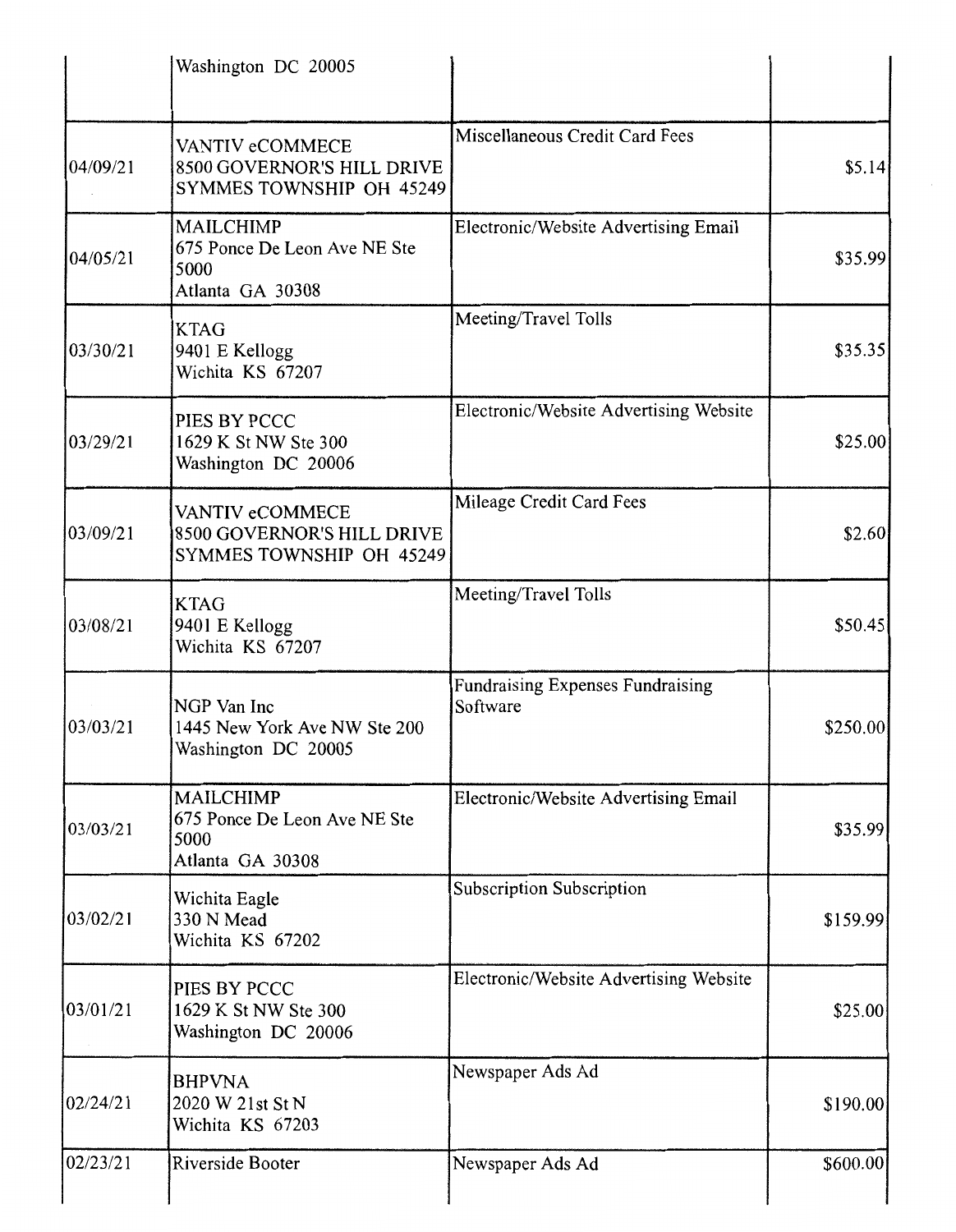| | | | |
|---|---|---|---|
| | Washington DC 20005 | | |
| 04/09/21 | VANTIV eCOMMECE<br>8500 GOVERNOR'S HILL DRIVE<br>SYMMES TOWNSHIP OH 45249 | Miscellaneous Credit Card Fees | $5.14 |
| 04/05/21 | MAILCHIMP<br>675 Ponce De Leon Ave NE Ste 5000<br>Atlanta GA 30308 | Electronic/Website Advertising Email | $35.99 |
| 03/30/21 | KTAG<br>9401 E Kellogg<br>Wichita KS 67207 | Meeting/Travel Tolls | $35.35 |
| 03/29/21 | PIES BY PCCC<br>1629 K St NW Ste 300<br>Washington DC 20006 | Electronic/Website Advertising Website | $25.00 |
| 03/09/21 | VANTIV eCOMMECE<br>8500 GOVERNOR'S HILL DRIVE<br>SYMMES TOWNSHIP OH 45249 | Mileage Credit Card Fees | $2.60 |
| 03/08/21 | KTAG<br>9401 E Kellogg<br>Wichita KS 67207 | Meeting/Travel Tolls | $50.45 |
| 03/03/21 | NGP Van Inc<br>1445 New York Ave NW Ste 200<br>Washington DC 20005 | Fundraising Expenses Fundraising Software | $250.00 |
| 03/03/21 | MAILCHIMP<br>675 Ponce De Leon Ave NE Ste 5000<br>Atlanta GA 30308 | Electronic/Website Advertising Email | $35.99 |
| 03/02/21 | Wichita Eagle<br>330 N Mead<br>Wichita KS 67202 | Subscription Subscription | $159.99 |
| 03/01/21 | PIES BY PCCC<br>1629 K St NW Ste 300<br>Washington DC 20006 | Electronic/Website Advertising Website | $25.00 |
| 02/24/21 | BHPVNA<br>2020 W 21st St N<br>Wichita KS 67203 | Newspaper Ads Ad | $190.00 |
| 02/23/21 | Riverside Booter | Newspaper Ads Ad | $600.00 |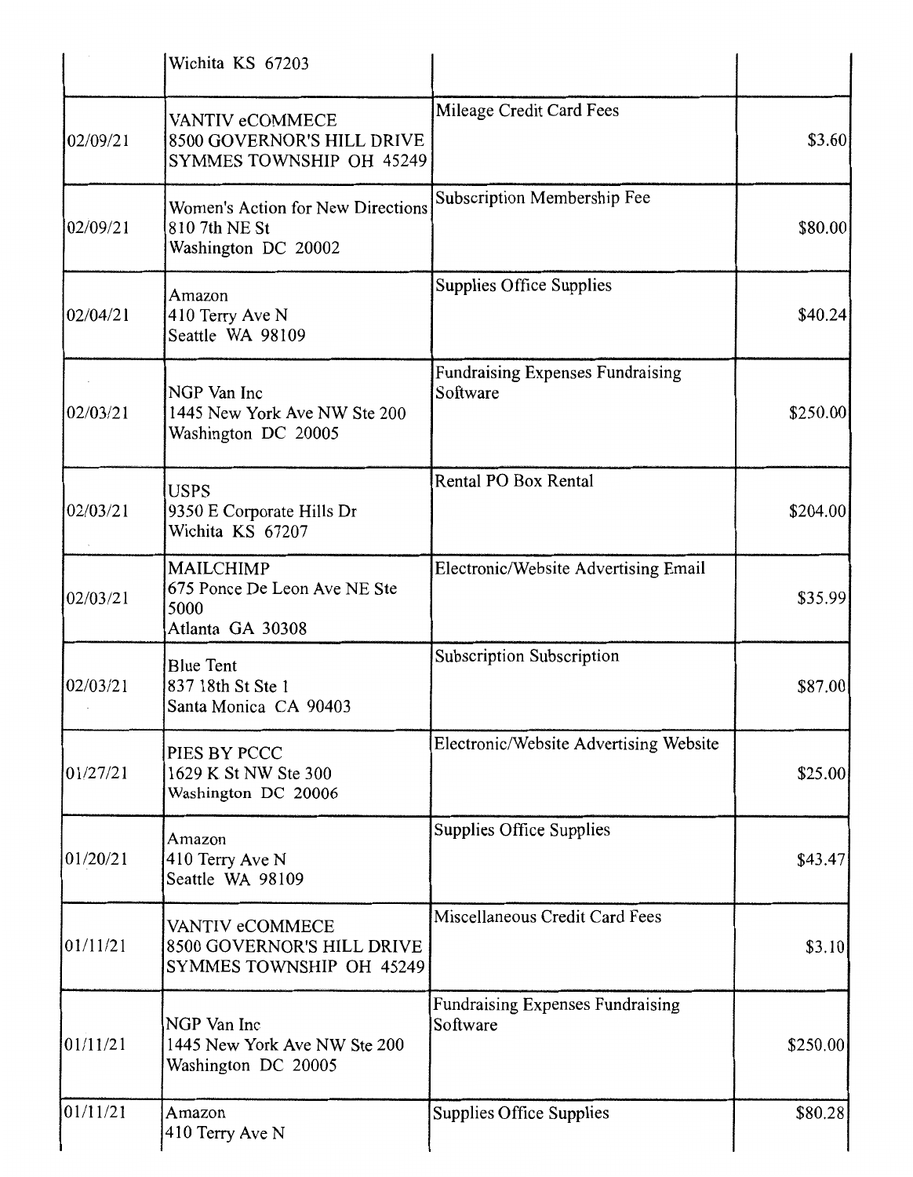| | | | |
|---|---|---|---|
| | Wichita KS 67203 | | |
| 02/09/21 | VANTIV eCOMMECE<br>8500 GOVERNOR'S HILL DRIVE<br>SYMMES TOWNSHIP OH 45249 | Mileage Credit Card Fees | $3.60 |
| 02/09/21 | Women's Action for New Directions<br>810 7th NE St<br>Washington DC 20002 | Subscription Membership Fee | $80.00 |
| 02/04/21 | Amazon<br>410 Terry Ave N<br>Seattle WA 98109 | Supplies Office Supplies | $40.24 |
| 02/03/21 | NGP Van Inc<br>1445 New York Ave NW Ste 200<br>Washington DC 20005 | Fundraising Expenses Fundraising Software | $250.00 |
| 02/03/21 | USPS<br>9350 E Corporate Hills Dr<br>Wichita KS 67207 | Rental PO Box Rental | $204.00 |
| 02/03/21 | MAILCHIMP<br>675 Ponce De Leon Ave NE Ste 5000<br>Atlanta GA 30308 | Electronic/Website Advertising Email | $35.99 |
| 02/03/21 | Blue Tent<br>837 18th St Ste 1<br>Santa Monica CA 90403 | Subscription Subscription | $87.00 |
| 01/27/21 | PIES BY PCCC<br>1629 K St NW Ste 300<br>Washington DC 20006 | Electronic/Website Advertising Website | $25.00 |
| 01/20/21 | Amazon<br>410 Terry Ave N<br>Seattle WA 98109 | Supplies Office Supplies | $43.47 |
| 01/11/21 | VANTIV eCOMMECE<br>8500 GOVERNOR'S HILL DRIVE<br>SYMMES TOWNSHIP OH 45249 | Miscellaneous Credit Card Fees | $3.10 |
| 01/11/21 | NGP Van Inc<br>1445 New York Ave NW Ste 200<br>Washington DC 20005 | Fundraising Expenses Fundraising Software | $250.00 |
| 01/11/21 | Amazon<br>410 Terry Ave N | Supplies Office Supplies | $80.28 |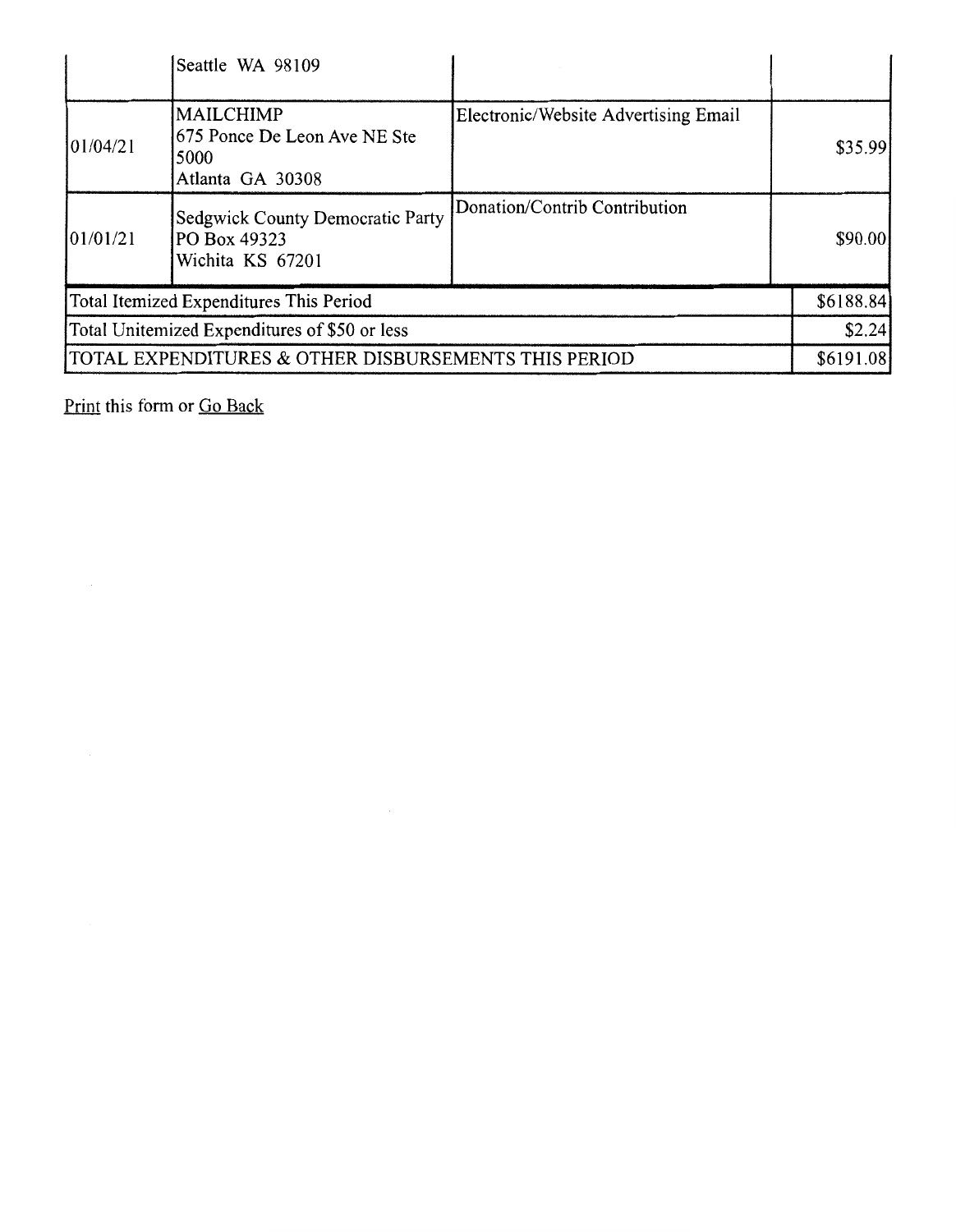| | | | |
|---|---|---|---|
| | Seattle WA 98109 | | |
| 01/04/21 | MAILCHIMP<br>675 Ponce De Leon Ave NE Ste 5000<br>Atlanta GA 30308 | Electronic/Website Advertising Email | $35.99 |
| 01/01/21 | Sedgwick County Democratic Party<br>PO Box 49323<br>Wichita KS 67201 | Donation/Contrib Contribution | $90.00 |
| Total Itemized Expenditures This Period | | | $6188.84 |
| Total Unitemized Expenditures of $50 or less | | | $2.24 |
| TOTAL EXPENDITURES & OTHER DISBURSEMENTS THIS PERIOD | | | $6191.08 |

Print this form or Go Back